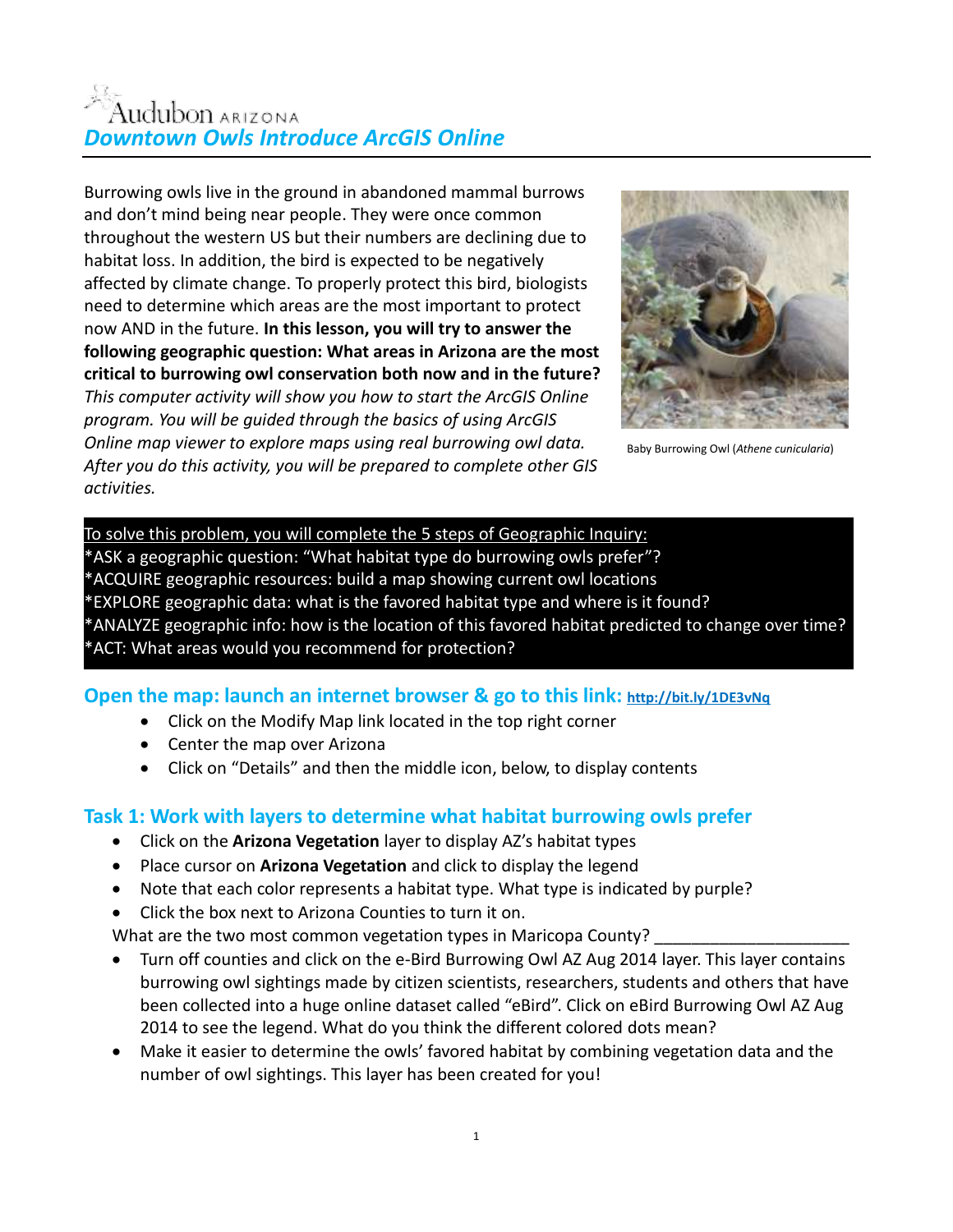Audubon ARIZONA

# *Downtown Owls Introduce ArcGIS Online*

Burrowing owls live in the ground in abandoned mammal burrows and don't mind being near people. They were once common throughout the western US but their numbers are declining due to habitat loss. In addition, the bird is expected to be negatively affected by climate change. To properly protect this bird, biologists need to determine which areas are the most important to protect now AND in the future. **In this lesson, you will try to answer the following geographic question: What areas in Arizona are the most critical to burrowing owl conservation both now and in the future?** *This computer activity will show you how to start the ArcGIS Online program. You will be guided through the basics of using ArcGIS Online map viewer to explore maps using real burrowing owl data. After you do this activity, you will be prepared to complete other GIS activities.*

Baby Burrowing Owl (*Athene cunicularia*)

To solve this problem, you will complete the 5 steps of Geographic Inquiry:

*ASK a geographic question: "What habitat type do burrowing owls prefer"?
*ACQUIRE geographic resources: build a map showing current owl locations
*EXPLORE geographic data: what is the favored habitat type and where is it found?
*ANALYZE geographic info: how is the location of this favored habitat predicted to change over time?
*ACT: What areas would you recommend for protection?

## Open the map: launch an internet browser & go to this link: http://bit.ly/1DE3vNq

- Click on the Modify Map link located in the top right corner
- Center the map over Arizona
- Click on "Details" and then the middle icon, below, to display contents

## Task 1: Work with layers to determine what habitat burrowing owls prefer

- Click on the **Arizona Vegetation** layer to display AZ's habitat types
- Place cursor on **Arizona Vegetation** and click to display the legend
- Note that each color represents a habitat type. What type is indicated by purple?
- Click the box next to Arizona Counties to turn it on.

What are the two most common vegetation types in Maricopa County? _____________________

- Turn off counties and click on the e-Bird Burrowing Owl AZ Aug 2014 layer. This layer contains burrowing owl sightings made by citizen scientists, researchers, students and others that have been collected into a huge online dataset called "eBird". Click on eBird Burrowing Owl AZ Aug 2014 to see the legend. What do you think the different colored dots mean?
- Make it easier to determine the owls' favored habitat by combining vegetation data and the number of owl sightings. This layer has been created for you!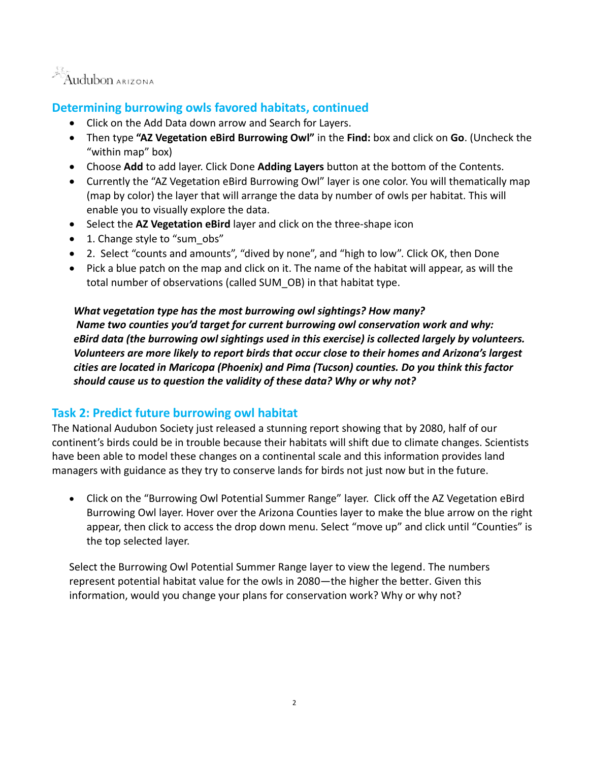Audubon ARIZONA

## Determining burrowing owls favored habitats, continued

- Click on the Add Data down arrow and Search for Layers.
- Then type **"AZ Vegetation eBird Burrowing Owl"** in the **Find:** box and click on **Go**. (Uncheck the "within map" box)
- Choose **Add** to add layer. Click Done **Adding Layers** button at the bottom of the Contents.
- Currently the "AZ Vegetation eBird Burrowing Owl" layer is one color. You will thematically map (map by color) the layer that will arrange the data by number of owls per habitat. This will enable you to visually explore the data.
- Select the **AZ Vegetation eBird** layer and click on the three-shape icon
- 1. Change style to "sum_obs"
- 2. Select "counts and amounts", "dived by none", and "high to low". Click OK, then Done
- Pick a blue patch on the map and click on it. The name of the habitat will appear, as will the total number of observations (called SUM_OB) in that habitat type.

***What vegetation type has the most burrowing owl sightings? How many?***
***Name two counties you'd target for current burrowing owl conservation work and why:***
***eBird data (the burrowing owl sightings used in this exercise) is collected largely by volunteers. Volunteers are more likely to report birds that occur close to their homes and Arizona's largest cities are located in Maricopa (Phoenix) and Pima (Tucson) counties. Do you think this factor should cause us to question the validity of these data? Why or why not?***

## Task 2: Predict future burrowing owl habitat

The National Audubon Society just released a stunning report showing that by 2080, half of our continent's birds could be in trouble because their habitats will shift due to climate changes. Scientists have been able to model these changes on a continental scale and this information provides land managers with guidance as they try to conserve lands for birds not just now but in the future.

- Click on the "Burrowing Owl Potential Summer Range" layer. Click off the AZ Vegetation eBird Burrowing Owl layer. Hover over the Arizona Counties layer to make the blue arrow on the right appear, then click to access the drop down menu. Select "move up" and click until "Counties" is the top selected layer.

Select the Burrowing Owl Potential Summer Range layer to view the legend. The numbers represent potential habitat value for the owls in 2080—the higher the better. Given this information, would you change your plans for conservation work? Why or why not?